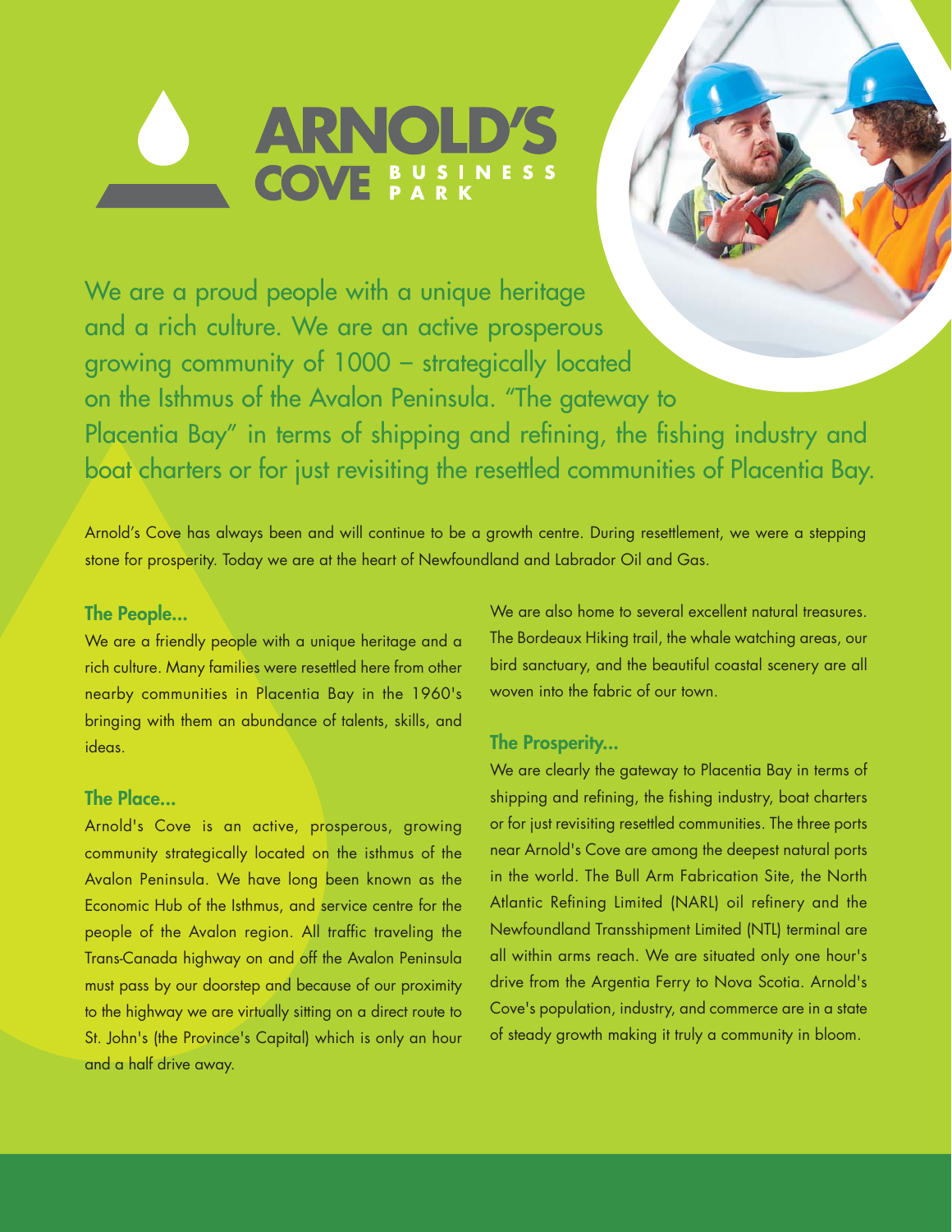# ARNOLD'S COVE BUSINESS PARK

We are a proud people with a unique heritage and a rich culture. We are an active prosperous growing community of 1000 – strategically located on the Isthmus of the Avalon Peninsula. "The gateway to Placentia Bay" in terms of shipping and refining, the fishing industry and boat charters or for just revisiting the resettled communities of Placentia Bay.

Arnold's Cove has always been and will continue to be a growth centre. During resettlement, we were a stepping stone for prosperity. Today we are at the heart of Newfoundland and Labrador Oil and Gas.

### The People...

We are a friendly people with a unique heritage and a rich culture. Many families were resettled here from other nearby communities in Placentia Bay in the 1960's bringing with them an abundance of talents, skills, and ideas.

### The Place...

Arnold's Cove is an active, prosperous, growing community strategically located on the isthmus of the Avalon Peninsula. We have long been known as the Economic Hub of the Isthmus, and service centre for the people of the Avalon region. All traffic traveling the Trans-Canada highway on and off the Avalon Peninsula must pass by our doorstep and because of our proximity to the highway we are virtually sitting on a direct route to St. John's (the Province's Capital) which is only an hour and a half drive away.

We are also home to several excellent natural treasures. The Bordeaux Hiking trail, the whale watching areas, our bird sanctuary, and the beautiful coastal scenery are all woven into the fabric of our town.

### The Prosperity...

We are clearly the gateway to Placentia Bay in terms of shipping and refining, the fishing industry, boat charters or for just revisiting resettled communities. The three ports near Arnold's Cove are among the deepest natural ports in the world. The Bull Arm Fabrication Site, the North Atlantic Refining Limited (NARL) oil refinery and the Newfoundland Transshipment Limited (NTL) terminal are all within arms reach. We are situated only one hour's drive from the Argentia Ferry to Nova Scotia. Arnold's Cove's population, industry, and commerce are in a state of steady growth making it truly a community in bloom.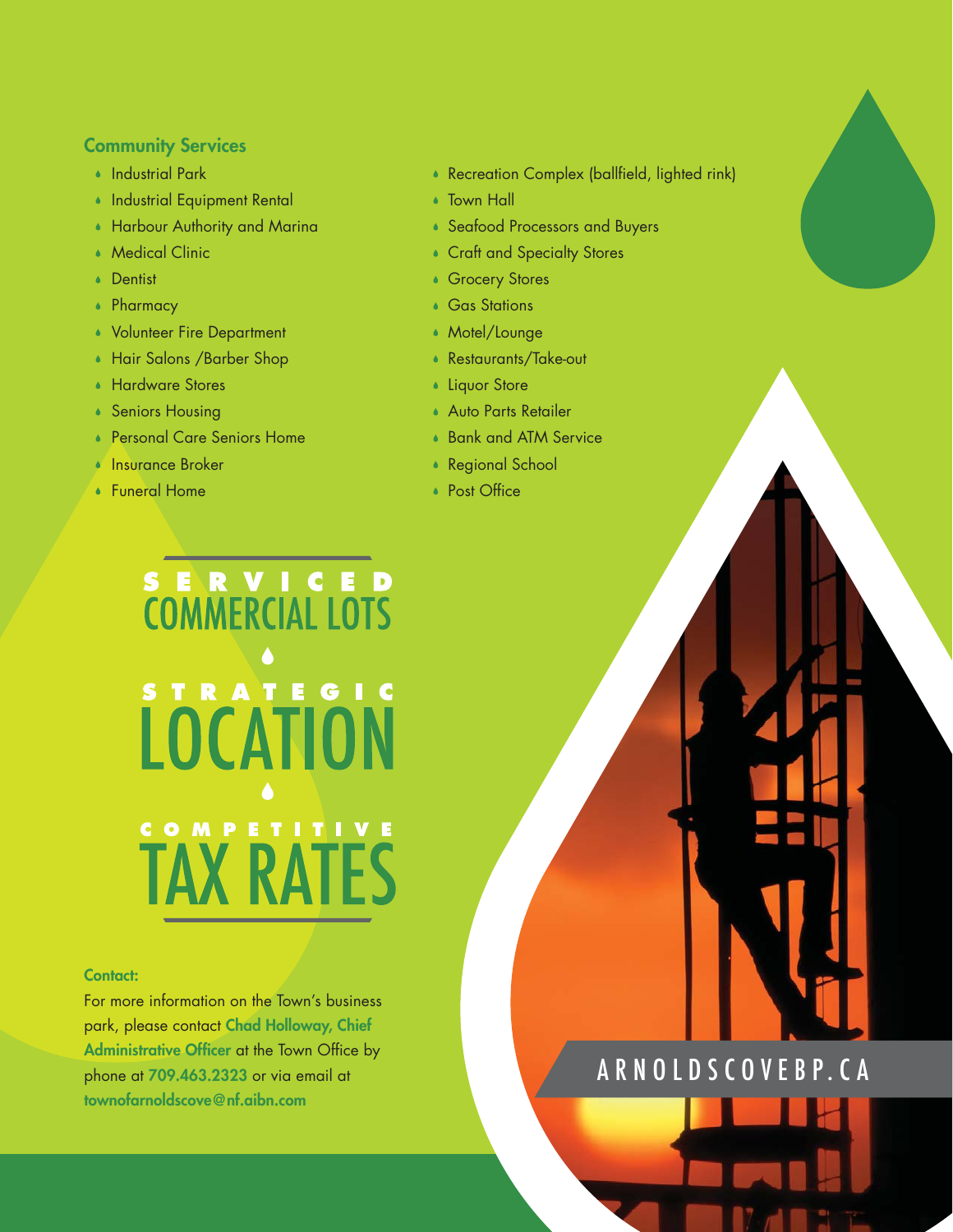## Community Services

- Industrial Park
- Industrial Equipment Rental
- Harbour Authority and Marina
- Medical Clinic
- Dentist
- Pharmacy
- Volunteer Fire Department
- Hair Salons /Barber Shop
- Hardware Stores
- Seniors Housing
- Personal Care Seniors Home
- Insurance Broker
- Funeral Home
- Recreation Complex (ballfield, lighted rink)
- Town Hall
- Seafood Processors and Buyers
- Craft and Specialty Stores
- Grocery Stores
- Gas Stations
- Motel/Lounge
- Restaurants/Take-out
- Liquor Store
- Auto Parts Retailer
- Bank and ATM Service
- Regional School
- Post Office

**SERVICED**
# COMMERCIAL LOTS

**STRATEGIC**
# LOCATION

**COMPETITIVE**
# TAX RATES

**Contact:**

For more information on the Town's business park, please contact **Chad Holloway, Chief Administrative Officer** at the Town Office by phone at **709.463.2323** or via email at **townofarnoldscove@nf.aibn.com**

ARNOLDSCOVEBP.CA